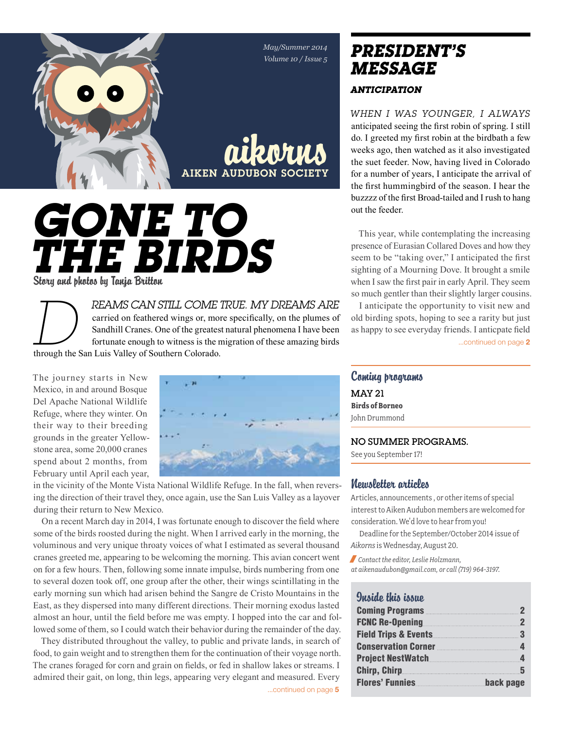May/Summer 2014
Volume 10 / Issue 5

aikorns
AIKEN AUDUBON SOCIETY

# GONE TO THE BIRDS

Story and photos by Tanja Britton

DREAMS CAN STILL COME TRUE. MY DREAMS ARE carried on feathered wings or, more specifically, on the plumes of Sandhill Cranes. One of the greatest natural phenomena I have been fortunate enough to witness is the migration of these amazing birds through the San Luis Valley of Southern Colorado.

The journey starts in New Mexico, in and around Bosque Del Apache National Wildlife Refuge, where they winter. On their way to their breeding grounds in the greater Yellowstone area, some 20,000 cranes spend about 2 months, from February until April each year, in the vicinity of the Monte Vista National Wildlife Refuge. In the fall, when reversing the direction of their travel they, once again, use the San Luis Valley as a layover during their return to New Mexico.

On a recent March day in 2014, I was fortunate enough to discover the field where some of the birds roosted during the night. When I arrived early in the morning, the voluminous and very unique throaty voices of what I estimated as several thousand cranes greeted me, appearing to be welcoming the morning. This avian concert went on for a few hours. Then, following some innate impulse, birds numbering from one to several dozen took off, one group after the other, their wings scintillating in the early morning sun which had arisen behind the Sangre de Cristo Mountains in the East, as they dispersed into many different directions. Their morning exodus lasted almost an hour, until the field before me was empty. I hopped into the car and followed some of them, so I could watch their behavior during the remainder of the day.

They distributed throughout the valley, to public and private lands, in search of food, to gain weight and to strengthen them for the continuation of their voyage north. The cranes foraged for corn and grain on fields, or fed in shallow lakes or streams. I admired their gait, on long, thin legs, appearing very elegant and measured. Every

...continued on page **5**

# PRESIDENT'S MESSAGE

### ANTICIPATION

WHEN I WAS YOUNGER, I ALWAYS anticipated seeing the first robin of spring. I still do. I greeted my first robin at the birdbath a few weeks ago, then watched as it also investigated the suet feeder. Now, having lived in Colorado for a number of years, I anticipate the arrival of the first hummingbird of the season. I hear the buzzzz of the first Broad-tailed and I rush to hang out the feeder.

This year, while contemplating the increasing presence of Eurasian Collared Doves and how they seem to be "taking over," I anticipated the first sighting of a Mourning Dove. It brought a smile when I saw the first pair in early April. They seem so much gentler than their slightly larger cousins.

I anticipate the opportunity to visit new and old birding spots, hoping to see a rarity but just as happy to see everyday friends. I anticipate field

...continued on page **2**

## Coming programs

**MAY 21**
**Birds of Borneo**
John Drummond

**NO SUMMER PROGRAMS.**
See you September 17!

## Newsletter articles

Articles, announcements , or other items of special interest to Aiken Audubon members are welcomed for consideration. We'd love to hear from you!

Deadline for the September/October 2014 issue of *Aikorns* is Wednesday, August 20.

*Contact the editor, Leslie Holzmann, at aikenaudubon@gmail.com, or call (719) 964-3197.*

## Inside this issue

- **Coming Programs** .......... 2
- **FCNC Re-Opening** .......... 2
- **Field Trips & Events** .......... 3
- **Conservation Corner** .......... 4
- **Project NestWatch** .......... 4
- **Chirp, Chirp** .......... 5
- **Flores' Funnies** .......... back page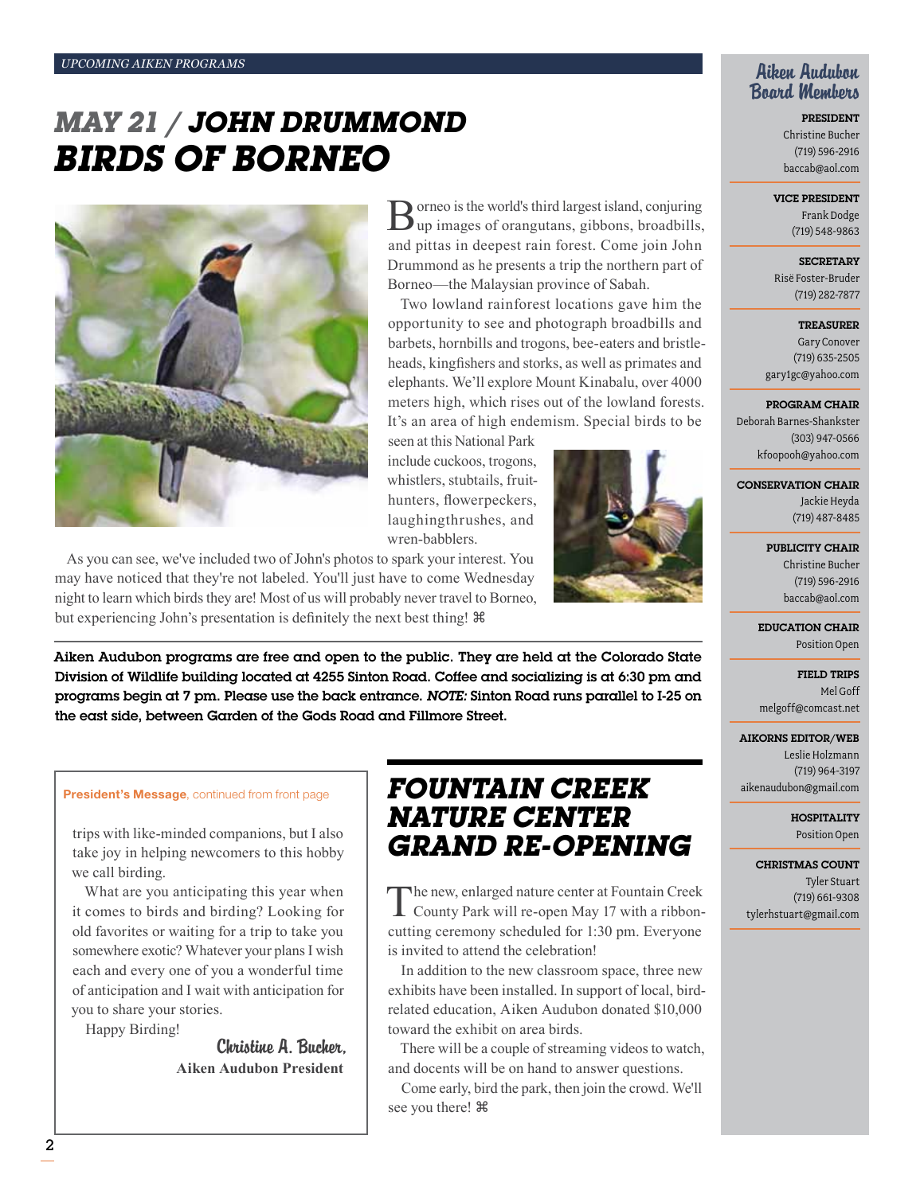UPCOMING AIKEN PROGRAMS

# *MAY 21 / JOHN DRUMMOND*
# *BIRDS OF BORNEO*

Borneo is the world's third largest island, conjuring up images of orangutans, gibbons, broadbills, and pittas in deepest rain forest. Come join John Drummond as he presents a trip the northern part of Borneo—the Malaysian province of Sabah.

Two lowland rainforest locations gave him the opportunity to see and photograph broadbills and barbets, hornbills and trogons, bee-eaters and bristle-heads, kingfishers and storks, as well as primates and elephants. We'll explore Mount Kinabalu, over 4000 meters high, which rises out of the lowland forests. It's an area of high endemism. Special birds to be seen at this National Park include cuckoos, trogons, whistlers, stubtails, fruit-hunters, flowerpeckers, laughingthrushes, and wren-babblers.

As you can see, we've included two of John's photos to spark your interest. You may have noticed that they're not labeled. You'll just have to come Wednesday night to learn which birds they are! Most of us will probably never travel to Borneo, but experiencing John's presentation is definitely the next best thing! ⌘

**Aiken Audubon programs are free and open to the public. They are held at the Colorado State Division of Wildlife building located at 4255 Sinton Road. Coffee and socializing is at 6:30 pm and programs begin at 7 pm. Please use the back entrance. *NOTE:* Sinton Road runs parallel to I-25 on the east side, between Garden of the Gods Road and Fillmore Street.**

**President's Message**, continued from front page

trips with like-minded companions, but I also take joy in helping newcomers to this hobby we call birding.

What are you anticipating this year when it comes to birds and birding? Looking for old favorites or waiting for a trip to take you somewhere exotic? Whatever your plans I wish each and every one of you a wonderful time of anticipation and I wait with anticipation for you to share your stories.

Happy Birding!

Christine A. Bucher,
**Aiken Audubon President**

## *FOUNTAIN CREEK NATURE CENTER GRAND RE-OPENING*

The new, enlarged nature center at Fountain Creek County Park will re-open May 17 with a ribbon-cutting ceremony scheduled for 1:30 pm. Everyone is invited to attend the celebration!

In addition to the new classroom space, three new exhibits have been installed. In support of local, bird-related education, Aiken Audubon donated $10,000 toward the exhibit on area birds.

There will be a couple of streaming videos to watch, and docents will be on hand to answer questions.

Come early, bird the park, then join the crowd. We'll see you there! ⌘

## Aiken Audubon Board Members

**PRESIDENT**
Christine Bucher
(719) 596-2916
baccab@aol.com

**VICE PRESIDENT**
Frank Dodge
(719) 548-9863

**SECRETARY**
Risë Foster-Bruder
(719) 282-7877

**TREASURER**
Gary Conover
(719) 635-2505
gary1gc@yahoo.com

**PROGRAM CHAIR**
Deborah Barnes-Shankster
(303) 947-0566
kfoopooh@yahoo.com

**CONSERVATION CHAIR**
Jackie Heyda
(719) 487-8485

**PUBLICITY CHAIR**
Christine Bucher
(719) 596-2916
baccab@aol.com

**EDUCATION CHAIR**
Position Open

**FIELD TRIPS**
Mel Goff
melgoff@comcast.net

**AIKORNS EDITOR/WEB**
Leslie Holzmann
(719) 964-3197
aikenaudubon@gmail.com

**HOSPITALITY**
Position Open

**CHRISTMAS COUNT**
Tyler Stuart
(719) 661-9308
tylerhstuart@gmail.com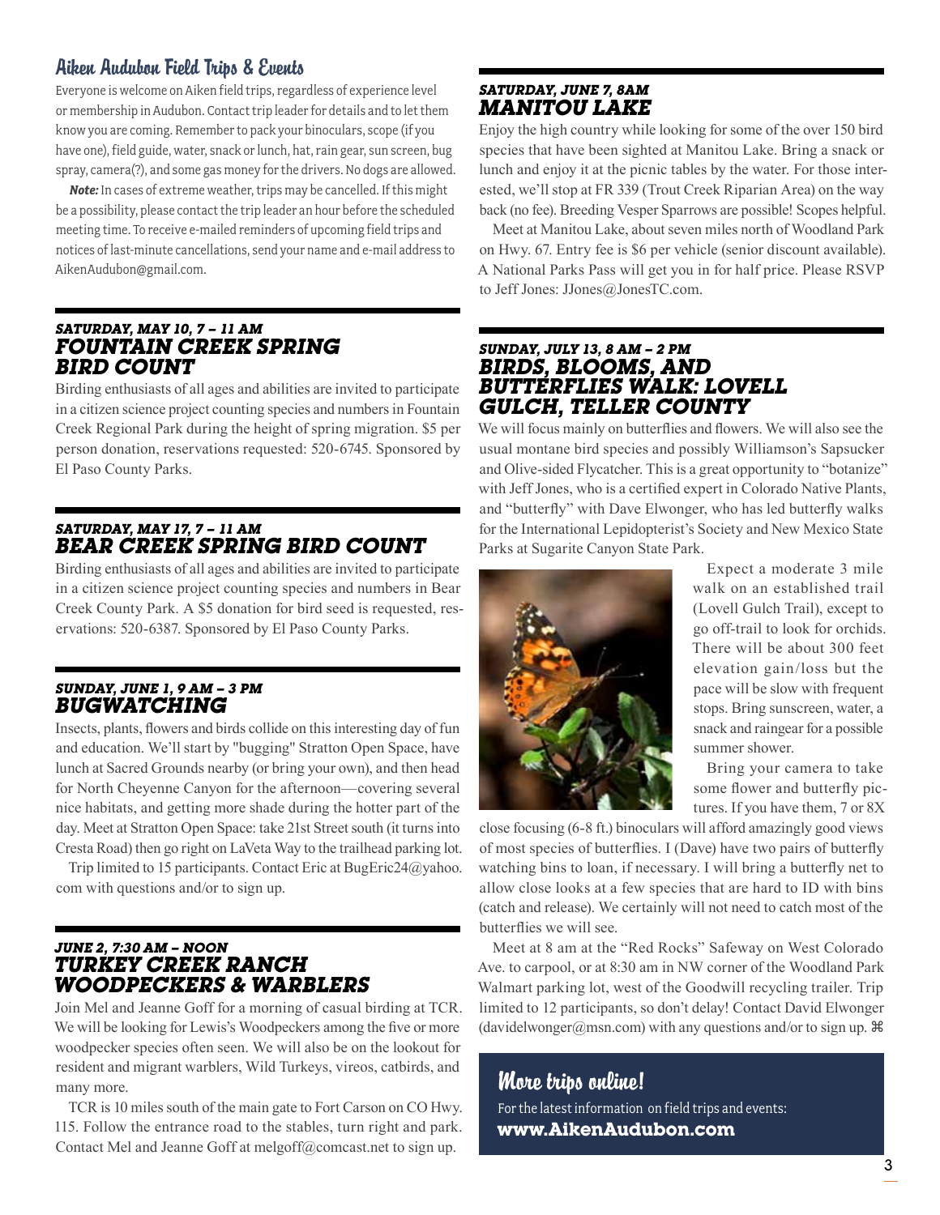## Aiken Audubon Field Trips & Events

Everyone is welcome on Aiken field trips, regardless of experience level or membership in Audubon. Contact trip leader for details and to let them know you are coming. Remember to pack your binoculars, scope (if you have one), field guide, water, snack or lunch, hat, rain gear, sun screen, bug spray, camera(?), and some gas money for the drivers. No dogs are allowed.

***Note:*** In cases of extreme weather, trips may be cancelled. If this might be a possibility, please contact the trip leader an hour before the scheduled meeting time. To receive e-mailed reminders of upcoming field trips and notices of last-minute cancellations, send your name and e-mail address to AikenAudubon@gmail.com.

### *SATURDAY, MAY 10, 7 – 11 AM* *FOUNTAIN CREEK SPRING BIRD COUNT*

Birding enthusiasts of all ages and abilities are invited to participate in a citizen science project counting species and numbers in Fountain Creek Regional Park during the height of spring migration. $5 per person donation, reservations requested: 520-6745. Sponsored by El Paso County Parks.

### *SATURDAY, MAY 17, 7 – 11 AM* *BEAR CREEK SPRING BIRD COUNT*

Birding enthusiasts of all ages and abilities are invited to participate in a citizen science project counting species and numbers in Bear Creek County Park. A $5 donation for bird seed is requested, reservations: 520-6387. Sponsored by El Paso County Parks.

### *SUNDAY, JUNE 1, 9 AM – 3 PM* *BUGWATCHING*

Insects, plants, flowers and birds collide on this interesting day of fun and education. We'll start by "bugging" Stratton Open Space, have lunch at Sacred Grounds nearby (or bring your own), and then head for North Cheyenne Canyon for the afternoon—covering several nice habitats, and getting more shade during the hotter part of the day. Meet at Stratton Open Space: take 21st Street south (it turns into Cresta Road) then go right on LaVeta Way to the trailhead parking lot.

Trip limited to 15 participants. Contact Eric at BugEric24@yahoo.com with questions and/or to sign up.

### *JUNE 2, 7:30 AM – NOON* *TURKEY CREEK RANCH WOODPECKERS & WARBLERS*

Join Mel and Jeanne Goff for a morning of casual birding at TCR. We will be looking for Lewis's Woodpeckers among the five or more woodpecker species often seen. We will also be on the lookout for resident and migrant warblers, Wild Turkeys, vireos, catbirds, and many more.

TCR is 10 miles south of the main gate to Fort Carson on CO Hwy. 115. Follow the entrance road to the stables, turn right and park. Contact Mel and Jeanne Goff at melgoff@comcast.net to sign up.

### *SATURDAY, JUNE 7, 8AM* *MANITOU LAKE*

Enjoy the high country while looking for some of the over 150 bird species that have been sighted at Manitou Lake. Bring a snack or lunch and enjoy it at the picnic tables by the water. For those interested, we'll stop at FR 339 (Trout Creek Riparian Area) on the way back (no fee). Breeding Vesper Sparrows are possible! Scopes helpful.

Meet at Manitou Lake, about seven miles north of Woodland Park on Hwy. 67. Entry fee is $6 per vehicle (senior discount available). A National Parks Pass will get you in for half price. Please RSVP to Jeff Jones: JJones@JonesTC.com.

### *SUNDAY, JULY 13, 8 AM – 2 PM* *BIRDS, BLOOMS, AND BUTTERFLIES WALK: LOVELL GULCH, TELLER COUNTY*

We will focus mainly on butterflies and flowers. We will also see the usual montane bird species and possibly Williamson's Sapsucker and Olive-sided Flycatcher. This is a great opportunity to "botanize" with Jeff Jones, who is a certified expert in Colorado Native Plants, and "butterfly" with Dave Elwonger, who has led butterfly walks for the International Lepidopterist's Society and New Mexico State Parks at Sugarite Canyon State Park.

Expect a moderate 3 mile walk on an established trail (Lovell Gulch Trail), except to go off-trail to look for orchids. There will be about 300 feet elevation gain/loss but the pace will be slow with frequent stops. Bring sunscreen, water, a snack and raingear for a possible summer shower.

Bring your camera to take some flower and butterfly pictures. If you have them, 7 or 8X close focusing (6-8 ft.) binoculars will afford amazingly good views of most species of butterflies. I (Dave) have two pairs of butterfly watching bins to loan, if necessary. I will bring a butterfly net to allow close looks at a few species that are hard to ID with bins (catch and release). We certainly will not need to catch most of the butterflies we will see.

Meet at 8 am at the "Red Rocks" Safeway on West Colorado Ave. to carpool, or at 8:30 am in NW corner of the Woodland Park Walmart parking lot, west of the Goodwill recycling trailer. Trip limited to 12 participants, so don't delay! Contact David Elwonger (davidelwonger@msn.com) with any questions and/or to sign up. ⌘

## More trips online!

For the latest information on field trips and events:
**www.AikenAudubon.com**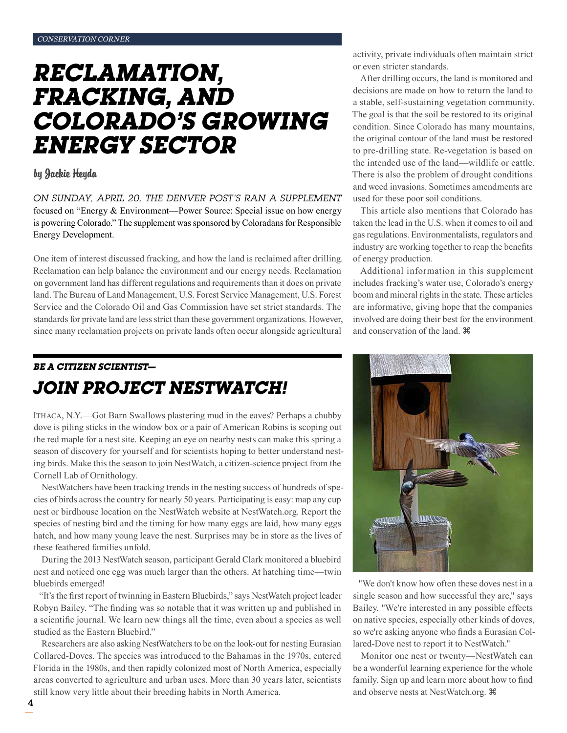CONSERVATION CORNER

# RECLAMATION, FRACKING, AND COLORADO'S GROWING ENERGY SECTOR

by Jackie Heyda

*ON SUNDAY, APRIL 20, THE DENVER POST'S RAN A SUPPLEMENT* focused on "Energy & Environment—Power Source: Special issue on how energy is powering Colorado." The supplement was sponsored by Coloradans for Responsible Energy Development.

One item of interest discussed fracking, and how the land is reclaimed after drilling. Reclamation can help balance the environment and our energy needs. Reclamation on government land has different regulations and requirements than it does on private land. The Bureau of Land Management, U.S. Forest Service Management, U.S. Forest Service and the Colorado Oil and Gas Commission have set strict standards. The standards for private land are less strict than these government organizations. However, since many reclamation projects on private lands often occur alongside agricultural activity, private individuals often maintain strict or even stricter standards.

After drilling occurs, the land is monitored and decisions are made on how to return the land to a stable, self-sustaining vegetation community. The goal is that the soil be restored to its original condition. Since Colorado has many mountains, the original contour of the land must be restored to pre-drilling state. Re-vegetation is based on the intended use of the land—wildlife or cattle. There is also the problem of drought conditions and weed invasions. Sometimes amendments are used for these poor soil conditions.

This article also mentions that Colorado has taken the lead in the U.S. when it comes to oil and gas regulations. Environmentalists, regulators and industry are working together to reap the benefits of energy production.

Additional information in this supplement includes fracking's water use, Colorado's energy boom and mineral rights in the state. These articles are informative, giving hope that the companies involved are doing their best for the environment and conservation of the land. ⌘

### BE A CITIZEN SCIENTIST—

## JOIN PROJECT NESTWATCH!

ITHACA, N.Y.—Got Barn Swallows plastering mud in the eaves? Perhaps a chubby dove is piling sticks in the window box or a pair of American Robins is scoping out the red maple for a nest site. Keeping an eye on nearby nests can make this spring a season of discovery for yourself and for scientists hoping to better understand nesting birds. Make this the season to join NestWatch, a citizen-science project from the Cornell Lab of Ornithology.

NestWatchers have been tracking trends in the nesting success of hundreds of species of birds across the country for nearly 50 years. Participating is easy: map any cup nest or birdhouse location on the NestWatch website at NestWatch.org. Report the species of nesting bird and the timing for how many eggs are laid, how many eggs hatch, and how many young leave the nest. Surprises may be in store as the lives of these feathered families unfold.

During the 2013 NestWatch season, participant Gerald Clark monitored a bluebird nest and noticed one egg was much larger than the others. At hatching time—twin bluebirds emerged!

"It's the first report of twinning in Eastern Bluebirds," says NestWatch project leader Robyn Bailey. "The finding was so notable that it was written up and published in a scientific journal. We learn new things all the time, even about a species as well studied as the Eastern Bluebird."

Researchers are also asking NestWatchers to be on the look-out for nesting Eurasian Collared-Doves. The species was introduced to the Bahamas in the 1970s, entered Florida in the 1980s, and then rapidly colonized most of North America, especially areas converted to agriculture and urban uses. More than 30 years later, scientists still know very little about their breeding habits in North America.

"We don't know how often these doves nest in a single season and how successful they are," says Bailey. "We're interested in any possible effects on native species, especially other kinds of doves, so we're asking anyone who finds a Eurasian Collared-Dove nest to report it to NestWatch."

Monitor one nest or twenty—NestWatch can be a wonderful learning experience for the whole family. Sign up and learn more about how to find and observe nests at NestWatch.org. ⌘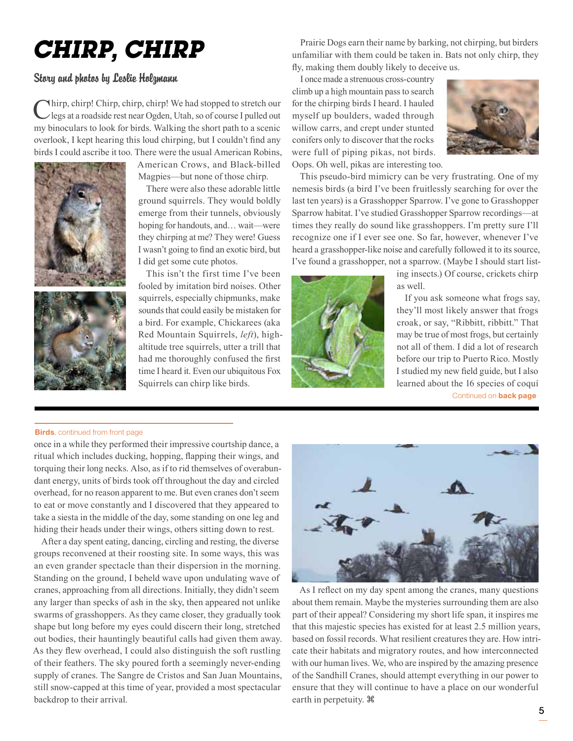# CHIRP, CHIRP

## Story and photos by Leslie Holzmann

Chirp, chirp! Chirp, chirp, chirp! We had stopped to stretch our legs at a roadside rest near Ogden, Utah, so of course I pulled out my binoculars to look for birds. Walking the short path to a scenic overlook, I kept hearing this loud chirping, but I couldn't find any birds I could ascribe it too. There were the usual American Robins, American Crows, and Black-billed Magpies—but none of those chirp.

There were also these adorable little ground squirrels. They would boldly emerge from their tunnels, obviously hoping for handouts, and… wait—were they chirping at me? They were! Guess I wasn't going to find an exotic bird, but I did get some cute photos.

This isn't the first time I've been fooled by imitation bird noises. Other squirrels, especially chipmunks, make sounds that could easily be mistaken for a bird. For example, Chickarees (aka Red Mountain Squirrels, *left*), high-altitude tree squirrels, utter a trill that had me thoroughly confused the first time I heard it. Even our ubiquitous Fox Squirrels can chirp like birds.

Prairie Dogs earn their name by barking, not chirping, but birders unfamiliar with them could be taken in. Bats not only chirp, they fly, making them doubly likely to deceive us.

I once made a strenuous cross-country climb up a high mountain pass to search for the chirping birds I heard. I hauled myself up boulders, waded through willow carrs, and crept under stunted conifers only to discover that the rocks were full of piping pikas, not birds. Oops. Oh well, pikas are interesting too.

This pseudo-bird mimicry can be very frustrating. One of my nemesis birds (a bird I've been fruitlessly searching for over the last ten years) is a Grasshopper Sparrow. I've gone to Grasshopper Sparrow habitat. I've studied Grasshopper Sparrow recordings—at times they really do sound like grasshoppers. I'm pretty sure I'll recognize one if I ever see one. So far, however, whenever I've heard a grasshopper-like noise and carefully followed it to its source, I've found a grasshopper, not a sparrow. (Maybe I should start listing insects.) Of course, crickets chirp as well.

If you ask someone what frogs say, they'll most likely answer that frogs croak, or say, "Ribbitt, ribbitt." That may be true of most frogs, but certainly not all of them. I did a lot of research before our trip to Puerto Rico. Mostly I studied my new field guide, but I also learned about the 16 species of coquí

Continued on **back page**

---

**Birds**, continued from front page

once in a while they performed their impressive courtship dance, a ritual which includes ducking, hopping, flapping their wings, and torquing their long necks. Also, as if to rid themselves of overabundant energy, units of birds took off throughout the day and circled overhead, for no reason apparent to me. But even cranes don't seem to eat or move constantly and I discovered that they appeared to take a siesta in the middle of the day, some standing on one leg and hiding their heads under their wings, others sitting down to rest.

After a day spent eating, dancing, circling and resting, the diverse groups reconvened at their roosting site. In some ways, this was an even grander spectacle than their dispersion in the morning. Standing on the ground, I beheld wave upon undulating wave of cranes, approaching from all directions. Initially, they didn't seem any larger than specks of ash in the sky, then appeared not unlike swarms of grasshoppers. As they came closer, they gradually took shape but long before my eyes could discern their long, stretched out bodies, their hauntingly beautiful calls had given them away. As they flew overhead, I could also distinguish the soft rustling of their feathers. The sky poured forth a seemingly never-ending supply of cranes. The Sangre de Cristos and San Juan Mountains, still snow-capped at this time of year, provided a most spectacular backdrop to their arrival.

As I reflect on my day spent among the cranes, many questions about them remain. Maybe the mysteries surrounding them are also part of their appeal? Considering my short life span, it inspires me that this majestic species has existed for at least 2.5 million years, based on fossil records. What resilient creatures they are. How intricate their habitats and migratory routes, and how interconnected with our human lives. We, who are inspired by the amazing presence of the Sandhill Cranes, should attempt everything in our power to ensure that they will continue to have a place on our wonderful earth in perpetuity. ⌘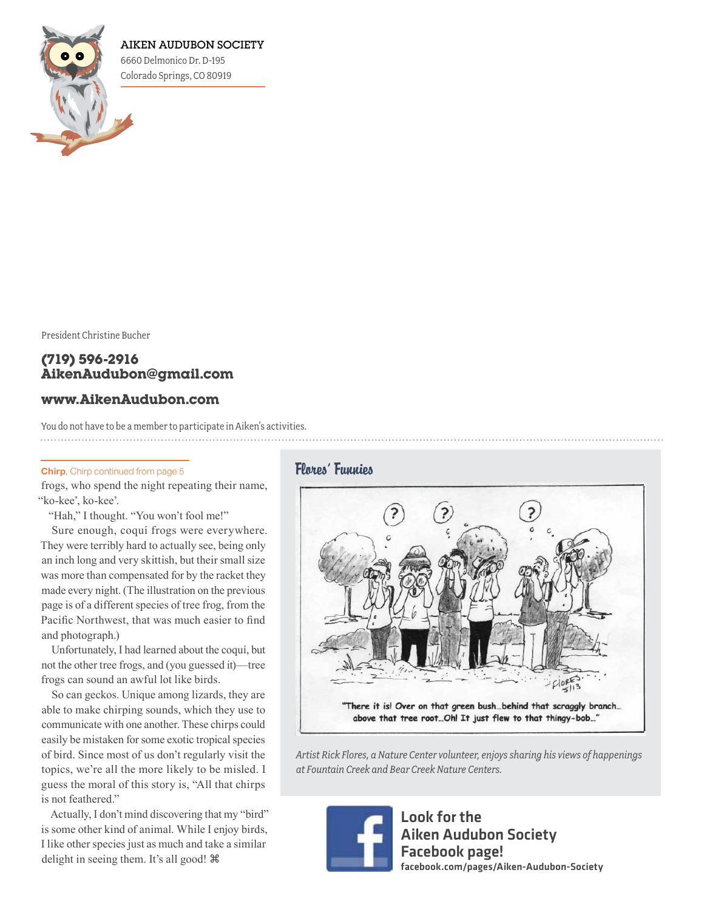AIKEN AUDUBON SOCIETY
6660 Delmonico Dr. D-195
Colorado Springs, CO 80919

President Christine Bucher

**(719) 596-2916**
**AikenAudubon@gmail.com**

**www.AikenAudubon.com**

You do not have to be a member to participate in Aiken's activities.

**Chirp**, Chirp continued from page 5

frogs, who spend the night repeating their name, "ko-kee', ko-kee'.

"Hah," I thought. "You won't fool me!"

Sure enough, coquí frogs were everywhere. They were terribly hard to actually see, being only an inch long and very skittish, but their small size was more than compensated for by the racket they made every night. (The illustration on the previous page is of a different species of tree frog, from the Pacific Northwest, that was much easier to find and photograph.)

Unfortunately, I had learned about the coquí, but not the other tree frogs, and (you guessed it)—tree frogs can sound an awful lot like birds.

So can geckos. Unique among lizards, they are able to make chirping sounds, which they use to communicate with one another. These chirps could easily be mistaken for some exotic tropical species of bird. Since most of us don't regularly visit the topics, we're all the more likely to be misled. I guess the moral of this story is, "All that chirps is not feathered."

Actually, I don't mind discovering that my "bird" is some other kind of animal. While I enjoy birds, I like other species just as much and take a similar delight in seeing them. It's all good! ⌘

## Flores' Funnies

"There it is! Over on that green bush...behind that scraggly branch... above that tree root...Oh! It just flew to that thingy-bob..."

*Artist Rick Flores, a Nature Center volunteer, enjoys sharing his views of happenings at Fountain Creek and Bear Creek Nature Centers.*

**Look for the Aiken Audubon Society Facebook page!**
facebook.com/pages/Aiken-Audubon-Society